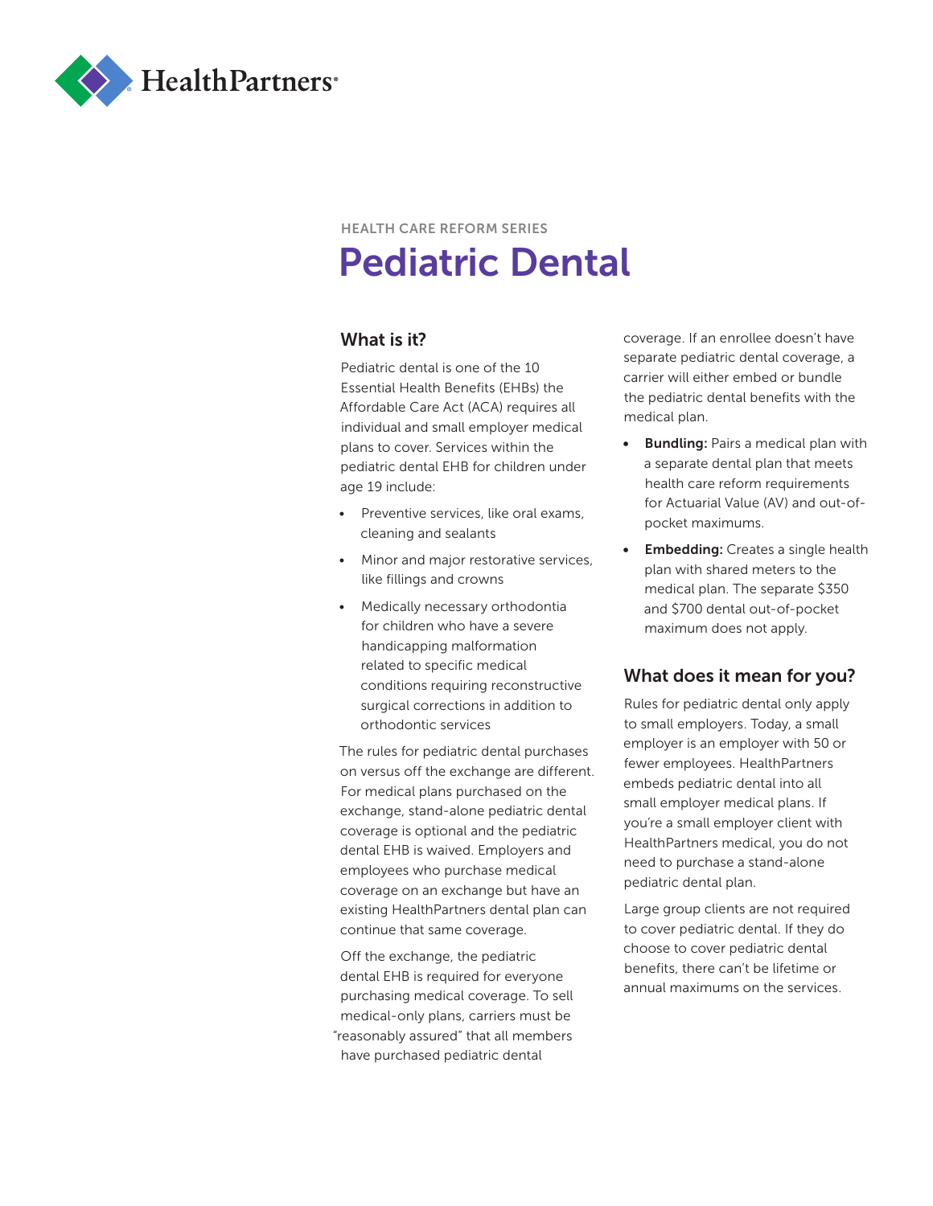HealthPartners®

HEALTH CARE REFORM SERIES

# Pediatric Dental

## What is it?

Pediatric dental is one of the 10 Essential Health Benefits (EHBs) the Affordable Care Act (ACA) requires all individual and small employer medical plans to cover. Services within the pediatric dental EHB for children under age 19 include:

- Preventive services, like oral exams, cleaning and sealants
- Minor and major restorative services, like fillings and crowns
- Medically necessary orthodontia for children who have a severe handicapping malformation related to specific medical conditions requiring reconstructive surgical corrections in addition to orthodontic services

The rules for pediatric dental purchases on versus off the exchange are different. For medical plans purchased on the exchange, stand-alone pediatric dental coverage is optional and the pediatric dental EHB is waived. Employers and employees who purchase medical coverage on an exchange but have an existing HealthPartners dental plan can continue that same coverage.

Off the exchange, the pediatric dental EHB is required for everyone purchasing medical coverage. To sell medical-only plans, carriers must be "reasonably assured" that all members have purchased pediatric dental coverage. If an enrollee doesn't have separate pediatric dental coverage, a carrier will either embed or bundle the pediatric dental benefits with the medical plan.

- **Bundling:** Pairs a medical plan with a separate dental plan that meets health care reform requirements for Actuarial Value (AV) and out-of-pocket maximums.
- **Embedding:** Creates a single health plan with shared meters to the medical plan. The separate $350 and $700 dental out-of-pocket maximum does not apply.

## What does it mean for you?

Rules for pediatric dental only apply to small employers. Today, a small employer is an employer with 50 or fewer employees. HealthPartners embeds pediatric dental into all small employer medical plans. If you're a small employer client with HealthPartners medical, you do not need to purchase a stand-alone pediatric dental plan.

Large group clients are not required to cover pediatric dental. If they do choose to cover pediatric dental benefits, there can't be lifetime or annual maximums on the services.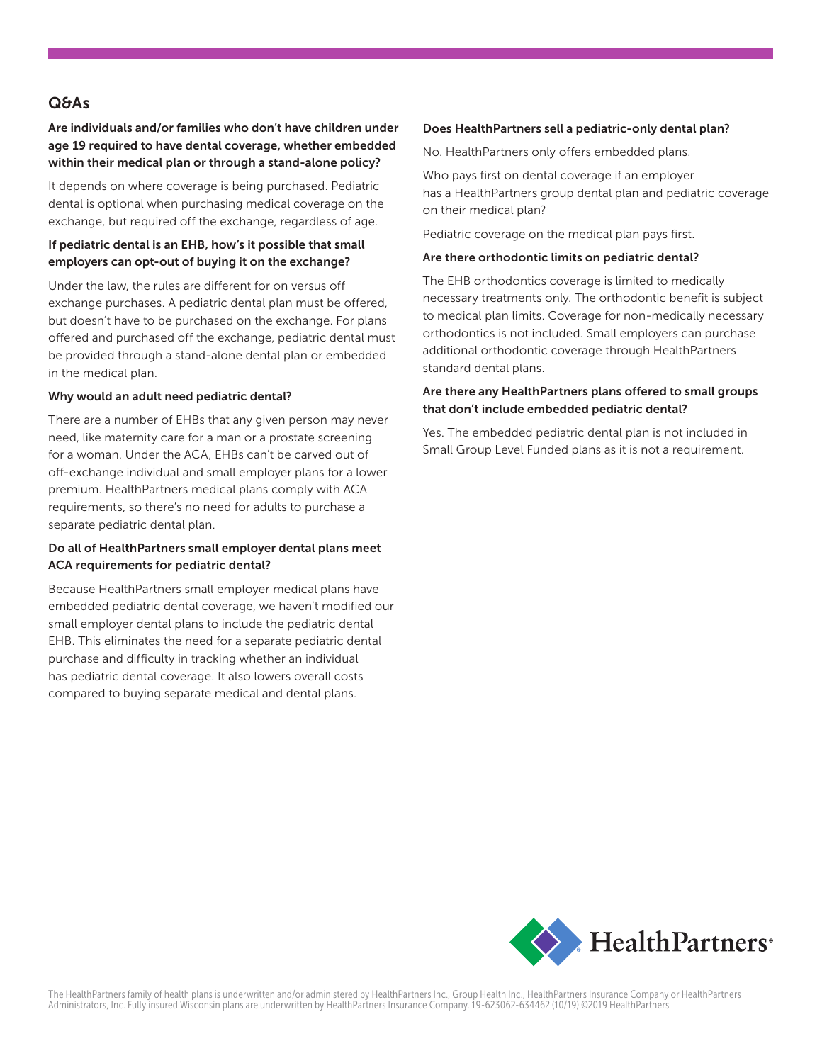## Q&As

**Are individuals and/or families who don't have children under age 19 required to have dental coverage, whether embedded within their medical plan or through a stand-alone policy?**

It depends on where coverage is being purchased. Pediatric dental is optional when purchasing medical coverage on the exchange, but required off the exchange, regardless of age.

**If pediatric dental is an EHB, how's it possible that small employers can opt-out of buying it on the exchange?**

Under the law, the rules are different for on versus off exchange purchases. A pediatric dental plan must be offered, but doesn't have to be purchased on the exchange. For plans offered and purchased off the exchange, pediatric dental must be provided through a stand-alone dental plan or embedded in the medical plan.

**Why would an adult need pediatric dental?**

There are a number of EHBs that any given person may never need, like maternity care for a man or a prostate screening for a woman. Under the ACA, EHBs can't be carved out of off-exchange individual and small employer plans for a lower premium. HealthPartners medical plans comply with ACA requirements, so there's no need for adults to purchase a separate pediatric dental plan.

**Do all of HealthPartners small employer dental plans meet ACA requirements for pediatric dental?**

Because HealthPartners small employer medical plans have embedded pediatric dental coverage, we haven't modified our small employer dental plans to include the pediatric dental EHB. This eliminates the need for a separate pediatric dental purchase and difficulty in tracking whether an individual has pediatric dental coverage. It also lowers overall costs compared to buying separate medical and dental plans.

**Does HealthPartners sell a pediatric-only dental plan?**

No. HealthPartners only offers embedded plans.

Who pays first on dental coverage if an employer has a HealthPartners group dental plan and pediatric coverage on their medical plan?

Pediatric coverage on the medical plan pays first.

**Are there orthodontic limits on pediatric dental?**

The EHB orthodontics coverage is limited to medically necessary treatments only. The orthodontic benefit is subject to medical plan limits. Coverage for non-medically necessary orthodontics is not included. Small employers can purchase additional orthodontic coverage through HealthPartners standard dental plans.

**Are there any HealthPartners plans offered to small groups that don't include embedded pediatric dental?**

Yes. The embedded pediatric dental plan is not included in Small Group Level Funded plans as it is not a requirement.

HealthPartners®

The HealthPartners family of health plans is underwritten and/or administered by HealthPartners Inc., Group Health Inc., HealthPartners Insurance Company or HealthPartners Administrators, Inc. Fully insured Wisconsin plans are underwritten by HealthPartners Insurance Company. 19-623062-634462 (10/19) ©2019 HealthPartners